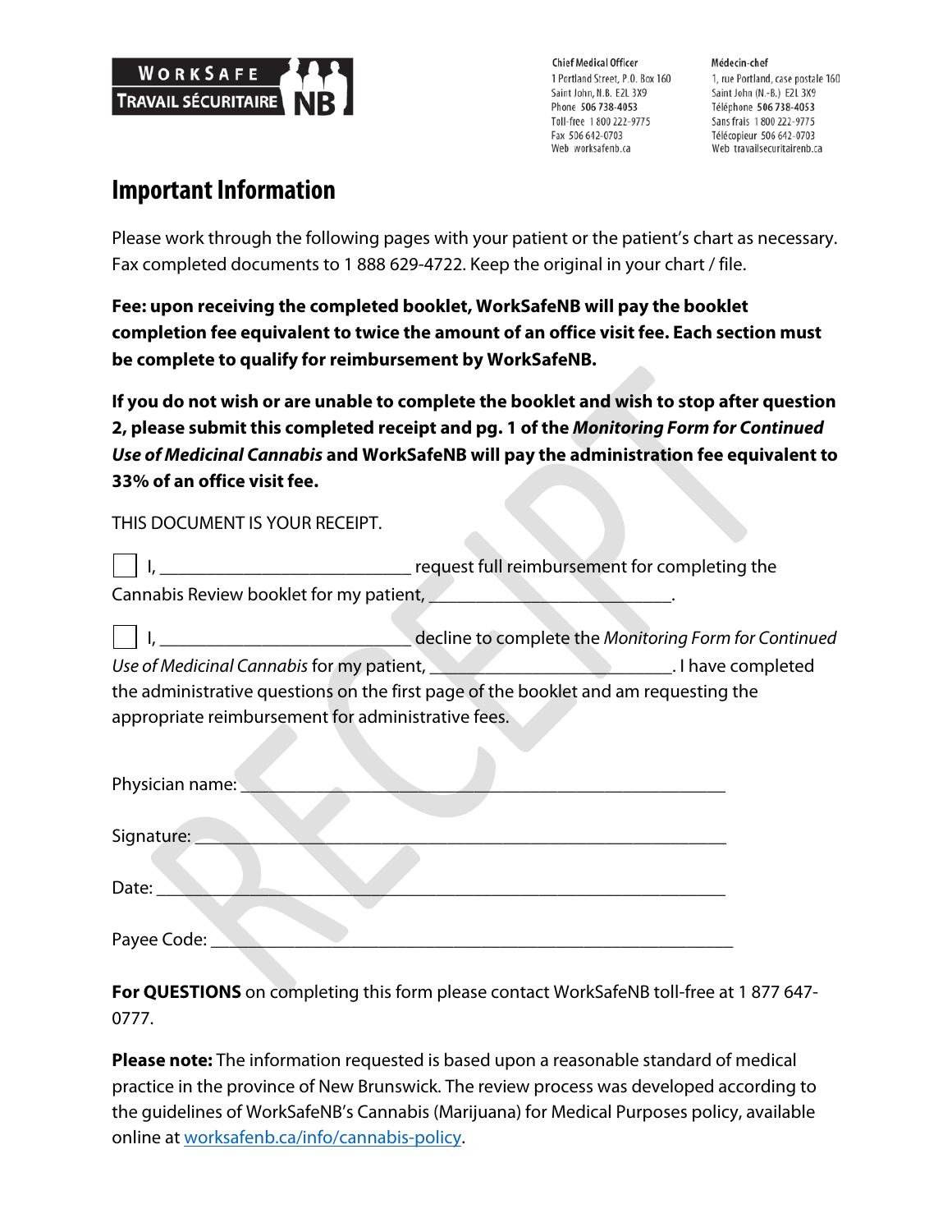WORKSAFE TRAVAIL SÉCURITAIRE NB

**Chief Medical Officer**
1 Portland Street, P.O. Box 160
Saint John, N.B. E2L 3X9
Phone 506 738-4053
Toll-free 1 800 222-9775
Fax 506 642-0703
Web worksafenb.ca

**Médecin-chef**
1, rue Portland, case postale 160
Saint John (N.-B.) E2L 3X9
Téléphone 506 738-4053
Sans frais 1 800 222-9775
Télécopieur 506 642-0703
Web travailsecuritairenb.ca

# Important Information

Please work through the following pages with your patient or the patient's chart as necessary. Fax completed documents to 1 888 629-4722. Keep the original in your chart / file.

**Fee: upon receiving the completed booklet, WorkSafeNB will pay the booklet completion fee equivalent to twice the amount of an office visit fee. Each section must be complete to qualify for reimbursement by WorkSafeNB.**

**If you do not wish or are unable to complete the booklet and wish to stop after question 2, please submit this completed receipt and pg. 1 of the *Monitoring Form for Continued Use of Medicinal Cannabis* and WorkSafeNB will pay the administration fee equivalent to 33% of an office visit fee.**

THIS DOCUMENT IS YOUR RECEIPT.

☐ I, ___________________________ request full reimbursement for completing the Cannabis Review booklet for my patient, __________________________.

☐ I, ___________________________ decline to complete the *Monitoring Form for Continued Use of Medicinal Cannabis* for my patient, __________________________. I have completed the administrative questions on the first page of the booklet and am requesting the appropriate reimbursement for administrative fees.

Physician name: ___________________________________________________

Signature: _______________________________________________________

Date: ___________________________________________________________

Payee Code: _____________________________________________________

**For QUESTIONS** on completing this form please contact WorkSafeNB toll-free at 1 877 647-0777.

**Please note:** The information requested is based upon a reasonable standard of medical practice in the province of New Brunswick. The review process was developed according to the guidelines of WorkSafeNB's Cannabis (Marijuana) for Medical Purposes policy, available online at worksafenb.ca/info/cannabis-policy.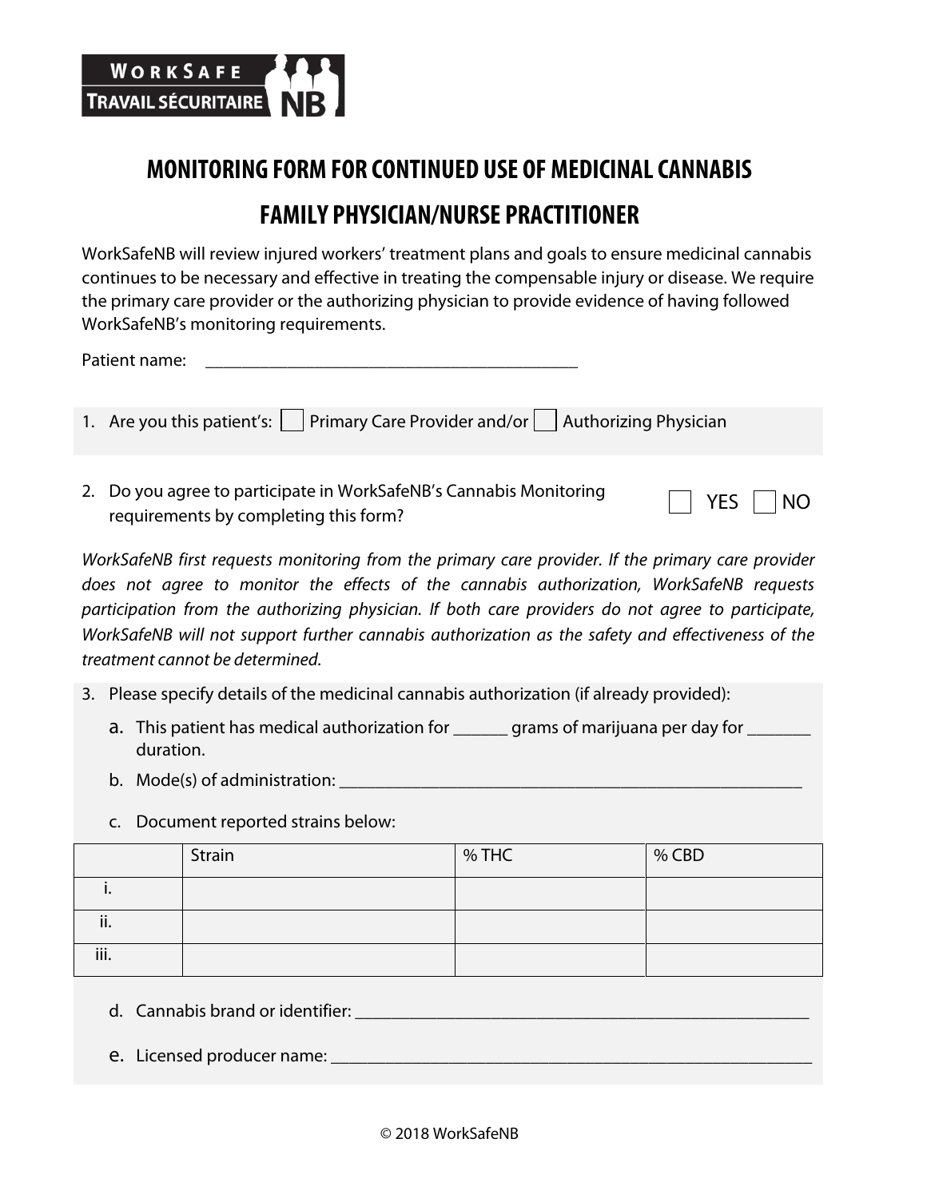WORKSAFE
TRAVAIL SÉCURITAIRE NB

# MONITORING FORM FOR CONTINUED USE OF MEDICINAL CANNABIS

## FAMILY PHYSICIAN/NURSE PRACTITIONER

WorkSafeNB will review injured workers' treatment plans and goals to ensure medicinal cannabis continues to be necessary and effective in treating the compensable injury or disease. We require the primary care provider or the authorizing physician to provide evidence of having followed WorkSafeNB's monitoring requirements.

Patient name: ________________________________________

1. Are you this patient's: ☐ Primary Care Provider and/or ☐ Authorizing Physician

2. Do you agree to participate in WorkSafeNB's Cannabis Monitoring requirements by completing this form? ☐ YES ☐ NO

*WorkSafeNB first requests monitoring from the primary care provider. If the primary care provider does not agree to monitor the effects of the cannabis authorization, WorkSafeNB requests participation from the authorizing physician. If both care providers do not agree to participate, WorkSafeNB will not support further cannabis authorization as the safety and effectiveness of the treatment cannot be determined.*

3. Please specify details of the medicinal cannabis authorization (if already provided):
   a. This patient has medical authorization for ______ grams of marijuana per day for _______ duration.
   b. Mode(s) of administration: ____________________________________________________
   c. Document reported strains below:

| | Strain | % THC | % CBD |
|---|---|---|---|
| i. | | | |
| ii. | | | |
| iii. | | | |

   d. Cannabis brand or identifier: ____________________________________________________
   e. Licensed producer name: ________________________________________________________

© 2018 WorkSafeNB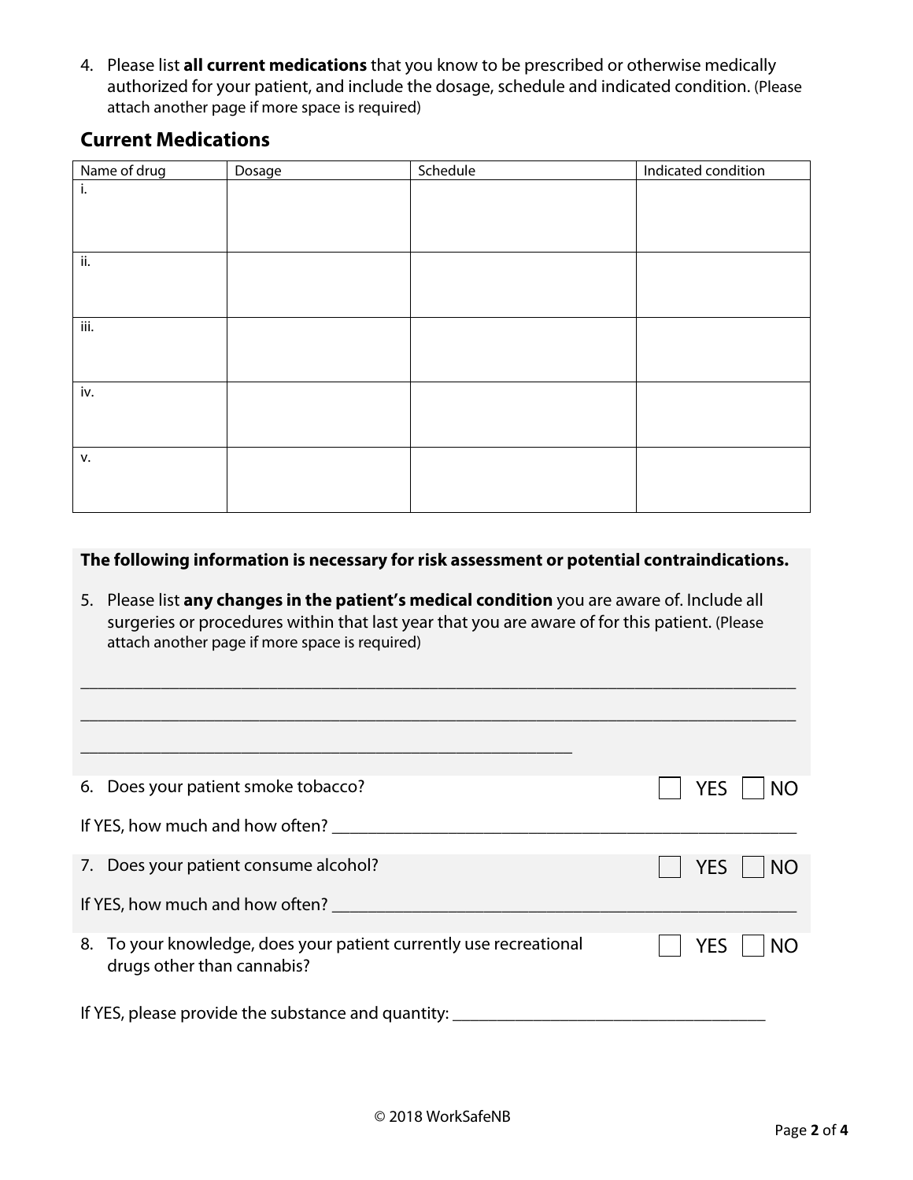4. Please list **all current medications** that you know to be prescribed or otherwise medically authorized for your patient, and include the dosage, schedule and indicated condition. (Please attach another page if more space is required)

## Current Medications

| Name of drug | Dosage | Schedule | Indicated condition |
|---|---|---|---|
| i. | | | |
| ii. | | | |
| iii. | | | |
| iv. | | | |
| v. | | | |

**The following information is necessary for risk assessment or potential contraindications.**

5. Please list **any changes in the patient's medical condition** you are aware of. Include all surgeries or procedures within that last year that you are aware of for this patient. (Please attach another page if more space is required)

_______________________________________________________________________________

_______________________________________________________________________________

________________________________________________________

6. Does your patient smoke tobacco? ☐ YES ☐ NO

If YES, how much and how often? ____________________________________________________

7. Does your patient consume alcohol? ☐ YES ☐ NO

If YES, how much and how often? ____________________________________________________

8. To your knowledge, does your patient currently use recreational drugs other than cannabis? ☐ YES ☐ NO

If YES, please provide the substance and quantity: ___________________________________

© 2018 WorkSafeNB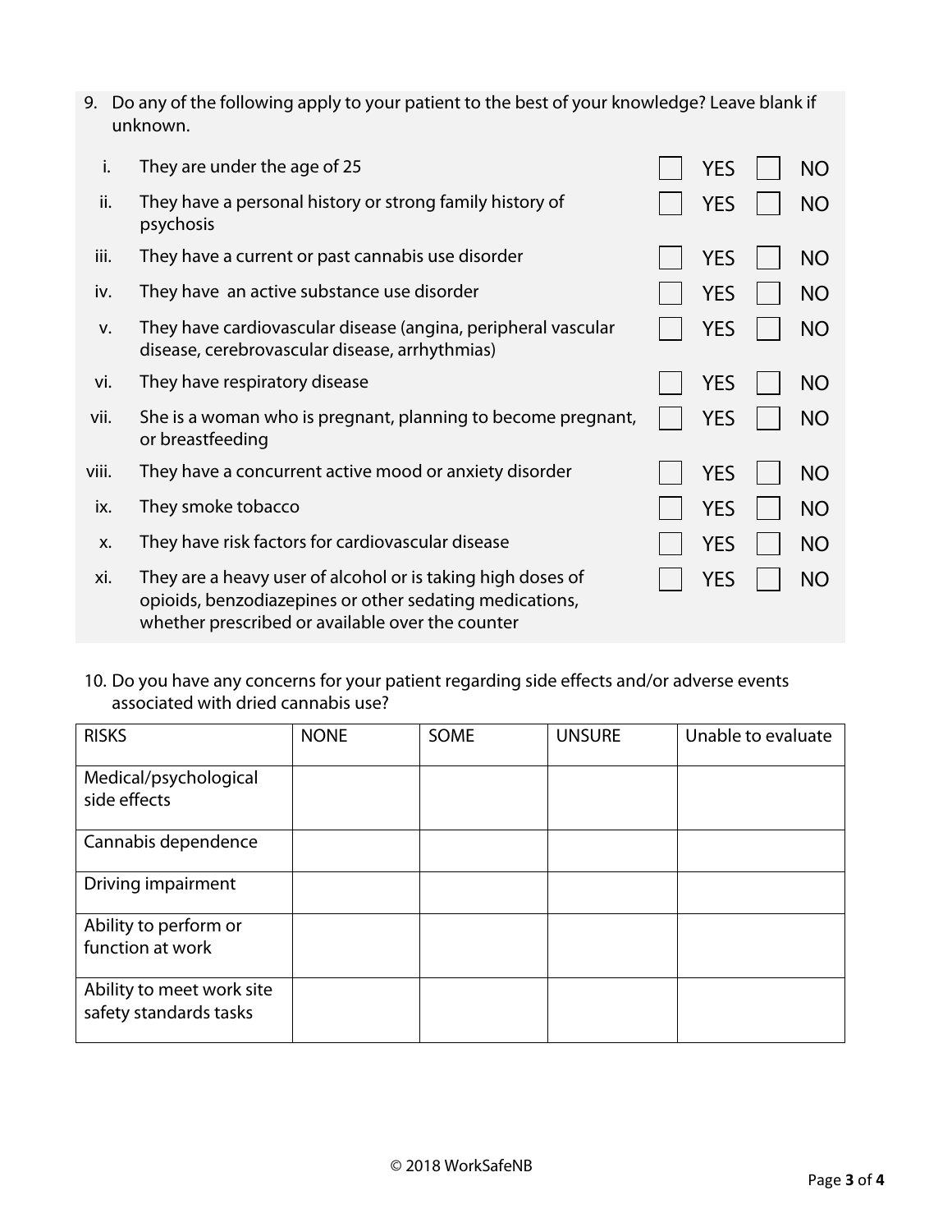9. Do any of the following apply to your patient to the best of your knowledge? Leave blank if unknown.

| | | | |
|---|---|---|---|
| i. | They are under the age of 25 | ☐ YES | ☐ NO |
| ii. | They have a personal history or strong family history of psychosis | ☐ YES | ☐ NO |
| iii. | They have a current or past cannabis use disorder | ☐ YES | ☐ NO |
| iv. | They have an active substance use disorder | ☐ YES | ☐ NO |
| v. | They have cardiovascular disease (angina, peripheral vascular disease, cerebrovascular disease, arrhythmias) | ☐ YES | ☐ NO |
| vi. | They have respiratory disease | ☐ YES | ☐ NO |
| vii. | She is a woman who is pregnant, planning to become pregnant, or breastfeeding | ☐ YES | ☐ NO |
| viii. | They have a concurrent active mood or anxiety disorder | ☐ YES | ☐ NO |
| ix. | They smoke tobacco | ☐ YES | ☐ NO |
| x. | They have risk factors for cardiovascular disease | ☐ YES | ☐ NO |
| xi. | They are a heavy user of alcohol or is taking high doses of opioids, benzodiazepines or other sedating medications, whether prescribed or available over the counter | ☐ YES | ☐ NO |

10. Do you have any concerns for your patient regarding side effects and/or adverse events associated with dried cannabis use?

| RISKS | NONE | SOME | UNSURE | Unable to evaluate |
|---|---|---|---|---|
| Medical/psychological side effects | | | | |
| Cannabis dependence | | | | |
| Driving impairment | | | | |
| Ability to perform or function at work | | | | |
| Ability to meet work site safety standards tasks | | | | |

© 2018 WorkSafeNB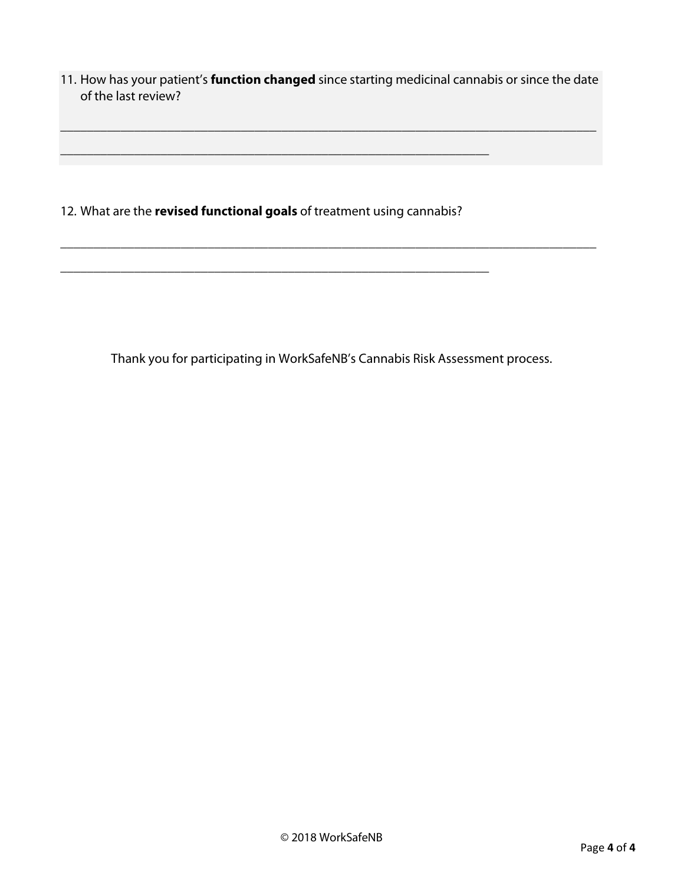11. How has your patient's **function changed** since starting medicinal cannabis or since the date of the last review?

_______________________________________________________________________________

_______________________________________________________________

12. What are the **revised functional goals** of treatment using cannabis?

_______________________________________________________________________________

_______________________________________________________________

Thank you for participating in WorkSafeNB's Cannabis Risk Assessment process.

© 2018 WorkSafeNB